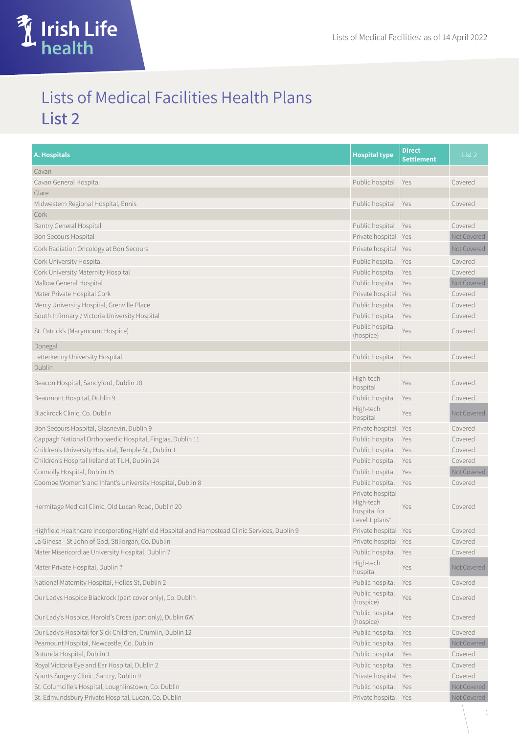# Lists of Medical Facilities Health Plans
## List 2

| A. Hospitals | Hospital type | Direct Settlement | List 2 |
|---|---|---|---|
| Cavan | | | |
| Cavan General Hospital | Public hospital | Yes | Covered |
| Clare | | | |
| Midwestern Regional Hospital, Ennis | Public hospital | Yes | Covered |
| Cork | | | |
| Bantry General Hospital | Public hospital | Yes | Covered |
| Bon Secours Hospital | Private hospital | Yes | Not Covered |
| Cork Radiation Oncology at Bon Secours | Private hospital | Yes | Not Covered |
| Cork University Hospital | Public hospital | Yes | Covered |
| Cork University Maternity Hospital | Public hospital | Yes | Covered |
| Mallow General Hospital | Public hospital | Yes | Not Covered |
| Mater Private Hospital Cork | Private hospital | Yes | Covered |
| Mercy University Hospital, Grenville Place | Public hospital | Yes | Covered |
| South Infirmary / Victoria University Hospital | Public hospital | Yes | Covered |
| St. Patrick's (Marymount Hospice) | Public hospital (hospice) | Yes | Covered |
| Donegal | | | |
| Letterkenny University Hospital | Public hospital | Yes | Covered |
| Dublin | | | |
| Beacon Hospital, Sandyford, Dublin 18 | High-tech hospital | Yes | Covered |
| Beaumont Hospital, Dublin 9 | Public hospital | Yes | Covered |
| Blackrock Clinic, Co. Dublin | High-tech hospital | Yes | Not Covered |
| Bon Secours Hospital, Glasnevin, Dublin 9 | Private hospital | Yes | Covered |
| Cappagh National Orthopaedic Hospital, Finglas, Dublin 11 | Public hospital | Yes | Covered |
| Children's University Hospital, Temple St., Dublin 1 | Public hospital | Yes | Covered |
| Children's Hospital Ireland at TUH, Dublin 24 | Public hospital | Yes | Covered |
| Connolly Hospital, Dublin 15 | Public hospital | Yes | Not Covered |
| Coombe Women's and Infant's University Hospital, Dublin 8 | Public hospital | Yes | Covered |
| Hermitage Medical Clinic, Old Lucan Road, Dublin 20 | Private hospital High-tech hospital for Level 1 plans* | Yes | Covered |
| Highfield Healthcare incorporating Highfield Hospital and Hampstead Clinic Services, Dublin 9 | Private hospital | Yes | Covered |
| La Ginesa - St John of God, Stillorgan, Co. Dublin | Private hospital | Yes | Covered |
| Mater Misericordiae University Hospital, Dublin 7 | Public hospital | Yes | Covered |
| Mater Private Hospital, Dublin 7 | High-tech hospital | Yes | Not Covered |
| National Maternity Hospital, Holles St, Dublin 2 | Public hospital | Yes | Covered |
| Our Ladys Hospice Blackrock (part cover only), Co. Dublin | Public hospital (hospice) | Yes | Covered |
| Our Lady's Hospice, Harold's Cross (part only), Dublin 6W | Public hospital (hospice) | Yes | Covered |
| Our Lady's Hospital for Sick Children, Crumlin, Dublin 12 | Public hospital | Yes | Covered |
| Peamount Hospital, Newcastle, Co. Dublin | Public hospital | Yes | Not Covered |
| Rotunda Hospital, Dublin 1 | Public hospital | Yes | Covered |
| Royal Victoria Eye and Ear Hospital, Dublin 2 | Public hospital | Yes | Covered |
| Sports Surgery Clinic, Santry, Dublin 9 | Private hospital | Yes | Covered |
| St. Columcille's Hospital, Loughlinstown, Co. Dublin | Public hospital | Yes | Not Covered |
| St. Edmundsbury Private Hospital, Lucan, Co. Dublin | Private hospital | Yes | Not Covered |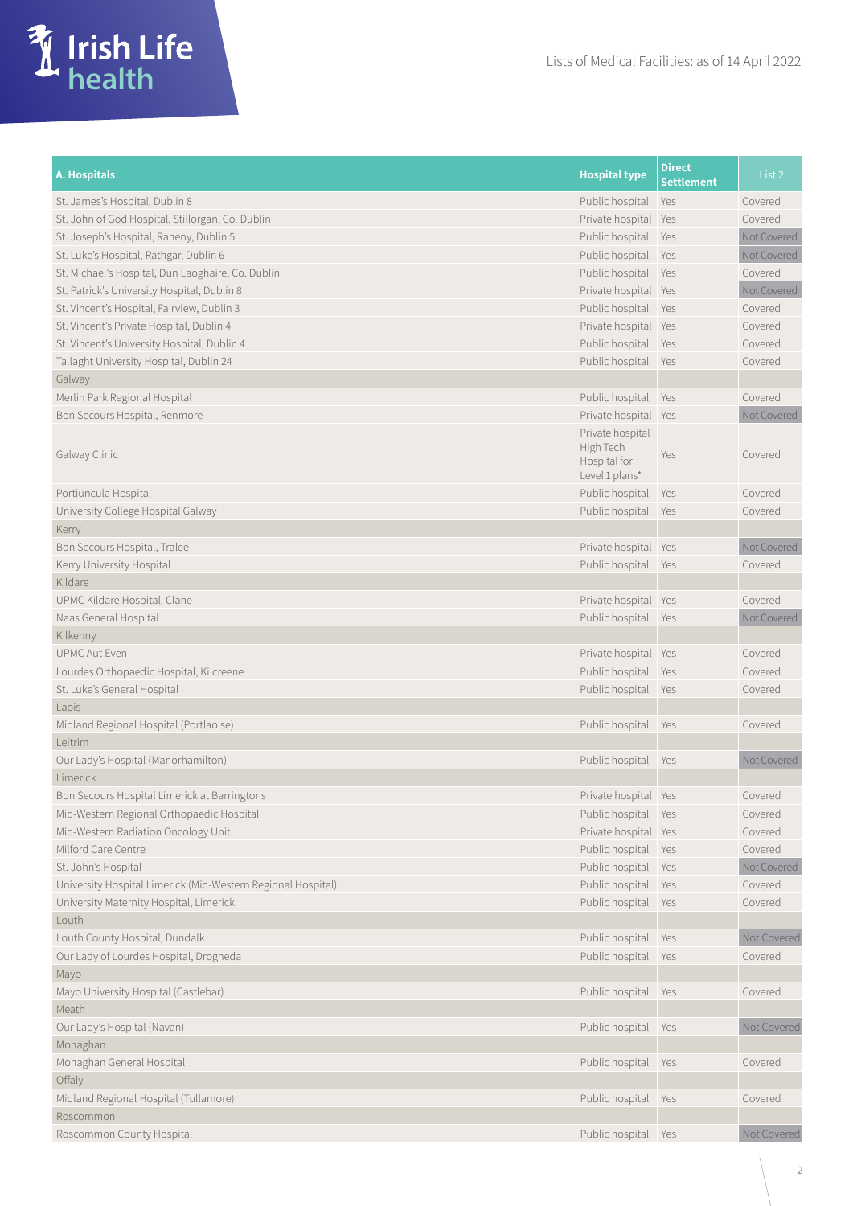| A. Hospitals | Hospital type | Direct Settlement | List 2 |
|---|---|---|---|
| St. James's Hospital, Dublin 8 | Public hospital | Yes | Covered |
| St. John of God Hospital, Stillorgan, Co. Dublin | Private hospital | Yes | Covered |
| St. Joseph's Hospital, Raheny, Dublin 5 | Public hospital | Yes | Not Covered |
| St. Luke's Hospital, Rathgar, Dublin 6 | Public hospital | Yes | Not Covered |
| St. Michael's Hospital, Dun Laoghaire, Co. Dublin | Public hospital | Yes | Covered |
| St. Patrick's University Hospital, Dublin 8 | Private hospital | Yes | Not Covered |
| St. Vincent's Hospital, Fairview, Dublin 3 | Public hospital | Yes | Covered |
| St. Vincent's Private Hospital, Dublin 4 | Private hospital | Yes | Covered |
| St. Vincent's University Hospital, Dublin 4 | Public hospital | Yes | Covered |
| Tallaght University Hospital, Dublin 24 | Public hospital | Yes | Covered |
| Galway | | | |
| Merlin Park Regional Hospital | Public hospital | Yes | Covered |
| Bon Secours Hospital, Renmore | Private hospital | Yes | Not Covered |
| Galway Clinic | Private hospital High Tech Hospital for Level 1 plans* | Yes | Covered |
| Portiuncula Hospital | Public hospital | Yes | Covered |
| University College Hospital Galway | Public hospital | Yes | Covered |
| Kerry | | | |
| Bon Secours Hospital, Tralee | Private hospital | Yes | Not Covered |
| Kerry University Hospital | Public hospital | Yes | Covered |
| Kildare | | | |
| UPMC Kildare Hospital, Clane | Private hospital | Yes | Covered |
| Naas General Hospital | Public hospital | Yes | Not Covered |
| Kilkenny | | | |
| UPMC Aut Even | Private hospital | Yes | Covered |
| Lourdes Orthopaedic Hospital, Kilcreene | Public hospital | Yes | Covered |
| St. Luke's General Hospital | Public hospital | Yes | Covered |
| Laois | | | |
| Midland Regional Hospital (Portlaoise) | Public hospital | Yes | Covered |
| Leitrim | | | |
| Our Lady's Hospital (Manorhamilton) | Public hospital | Yes | Not Covered |
| Limerick | | | |
| Bon Secours Hospital Limerick at Barringtons | Private hospital | Yes | Covered |
| Mid-Western Regional Orthopaedic Hospital | Public hospital | Yes | Covered |
| Mid-Western Radiation Oncology Unit | Private hospital | Yes | Covered |
| Milford Care Centre | Public hospital | Yes | Covered |
| St. John's Hospital | Public hospital | Yes | Not Covered |
| University Hospital Limerick (Mid-Western Regional Hospital) | Public hospital | Yes | Covered |
| University Maternity Hospital, Limerick | Public hospital | Yes | Covered |
| Louth | | | |
| Louth County Hospital, Dundalk | Public hospital | Yes | Not Covered |
| Our Lady of Lourdes Hospital, Drogheda | Public hospital | Yes | Covered |
| Mayo | | | |
| Mayo University Hospital (Castlebar) | Public hospital | Yes | Covered |
| Meath | | | |
| Our Lady's Hospital (Navan) | Public hospital | Yes | Not Covered |
| Monaghan | | | |
| Monaghan General Hospital | Public hospital | Yes | Covered |
| Offaly | | | |
| Midland Regional Hospital (Tullamore) | Public hospital | Yes | Covered |
| Roscommon | | | |
| Roscommon County Hospital | Public hospital | Yes | Not Covered |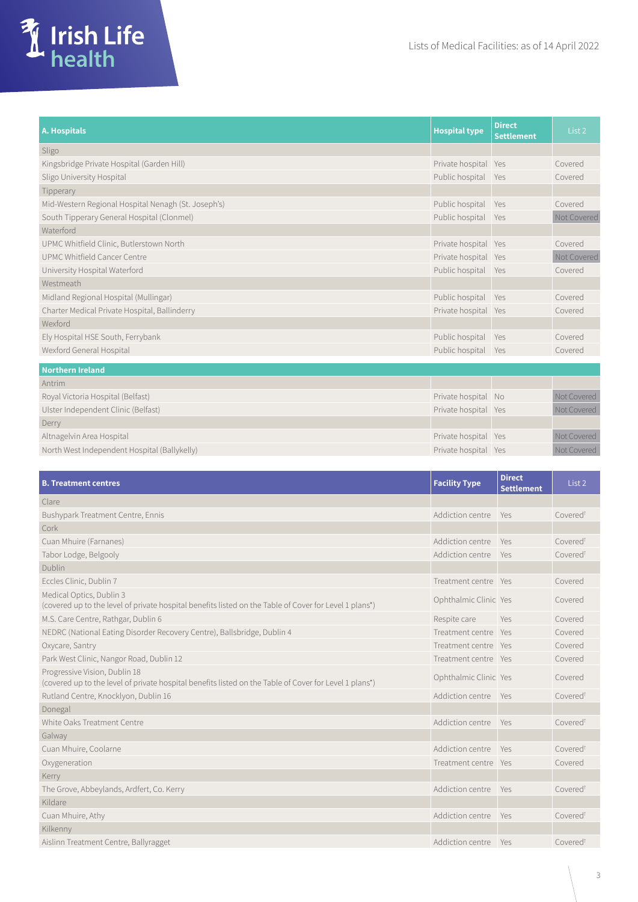Lists of Medical Facilities: as of 14 April 2022

| A. Hospitals | Hospital type | Direct Settlement | List 2 |
|---|---|---|---|
| Sligo | | | |
| Kingsbridge Private Hospital (Garden Hill) | Private hospital | Yes | Covered |
| Sligo University Hospital | Public hospital | Yes | Covered |
| Tipperary | | | |
| Mid-Western Regional Hospital Nenagh (St. Joseph's) | Public hospital | Yes | Covered |
| South Tipperary General Hospital (Clonmel) | Public hospital | Yes | Not Covered |
| Waterford | | | |
| UPMC Whitfield Clinic, Butlerstown North | Private hospital | Yes | Covered |
| UPMC Whitfield Cancer Centre | Private hospital | Yes | Not Covered |
| University Hospital Waterford | Public hospital | Yes | Covered |
| Westmeath | | | |
| Midland Regional Hospital (Mullingar) | Public hospital | Yes | Covered |
| Charter Medical Private Hospital, Ballinderry | Private hospital | Yes | Covered |
| Wexford | | | |
| Ely Hospital HSE South, Ferrybank | Public hospital | Yes | Covered |
| Wexford General Hospital | Public hospital | Yes | Covered |
| **Northern Ireland** | | | |
| Antrim | | | |
| Royal Victoria Hospital (Belfast) | Private hospital | No | Not Covered |
| Ulster Independent Clinic (Belfast) | Private hospital | Yes | Not Covered |
| Derry | | | |
| Altnagelvin Area Hospital | Private hospital | Yes | Not Covered |
| North West Independent Hospital (Ballykelly) | Private hospital | Yes | Not Covered |

| B. Treatment centres | Facility Type | Direct Settlement | List 2 |
|---|---|---|---|
| Clare | | | |
| Bushypark Treatment Centre, Ennis | Addiction centre | Yes | Covered† |
| Cork | | | |
| Cuan Mhuire (Farnanes) | Addiction centre | Yes | Covered† |
| Tabor Lodge, Belgooly | Addiction centre | Yes | Covered† |
| Dublin | | | |
| Eccles Clinic, Dublin 7 | Treatment centre | Yes | Covered |
| Medical Optics, Dublin 3 (covered up to the level of private hospital benefits listed on the Table of Cover for Level 1 plans*) | Ophthalmic Clinic | Yes | Covered |
| M.S. Care Centre, Rathgar, Dublin 6 | Respite care | Yes | Covered |
| NEDRC (National Eating Disorder Recovery Centre), Ballsbridge, Dublin 4 | Treatment centre | Yes | Covered |
| Oxycare, Santry | Treatment centre | Yes | Covered |
| Park West Clinic, Nangor Road, Dublin 12 | Treatment centre | Yes | Covered |
| Progressive Vision, Dublin 18 (covered up to the level of private hospital benefits listed on the Table of Cover for Level 1 plans*) | Ophthalmic Clinic | Yes | Covered |
| Rutland Centre, Knocklyon, Dublin 16 | Addiction centre | Yes | Covered† |
| Donegal | | | |
| White Oaks Treatment Centre | Addiction centre | Yes | Covered† |
| Galway | | | |
| Cuan Mhuire, Coolarne | Addiction centre | Yes | Covered† |
| Oxygeneration | Treatment centre | Yes | Covered |
| Kerry | | | |
| The Grove, Abbeylands, Ardfert, Co. Kerry | Addiction centre | Yes | Covered† |
| Kildare | | | |
| Cuan Mhuire, Athy | Addiction centre | Yes | Covered† |
| Kilkenny | | | |
| Aislinn Treatment Centre, Ballyragget | Addiction centre | Yes | Covered† |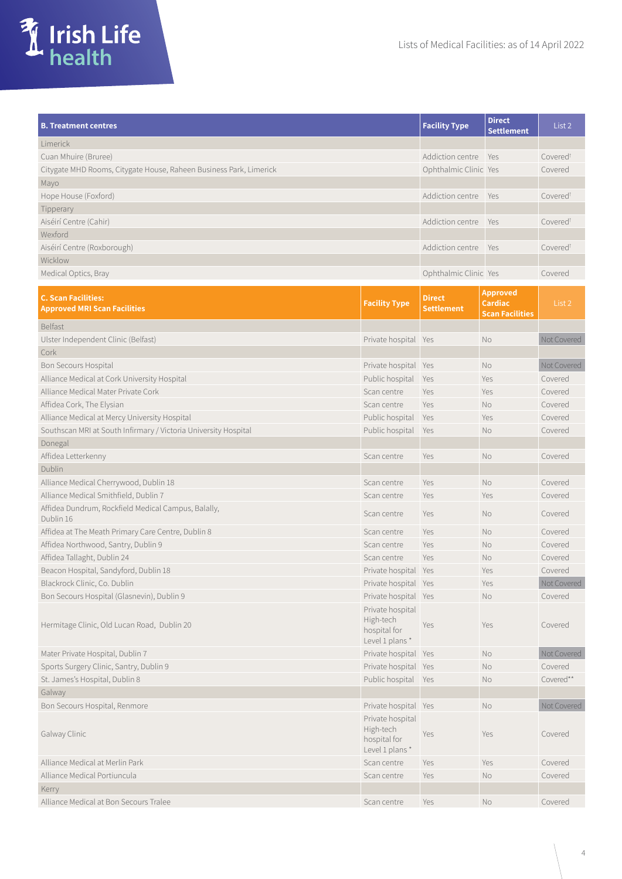Lists of Medical Facilities: as of 14 April 2022

| B. Treatment centres | Facility Type | Direct Settlement | List 2 |
|---|---|---|---|
| Limerick | | | |
| Cuan Mhuire (Bruree) | Addiction centre | Yes | Covered† |
| Citygate MHD Rooms, Citygate House, Raheen Business Park, Limerick | Ophthalmic Clinic | Yes | Covered |
| Mayo | | | |
| Hope House (Foxford) | Addiction centre | Yes | Covered† |
| Tipperary | | | |
| Aiséirí Centre (Cahir) | Addiction centre | Yes | Covered† |
| Wexford | | | |
| Aiséirí Centre (Roxborough) | Addiction centre | Yes | Covered† |
| Wicklow | | | |
| Medical Optics, Bray | Ophthalmic Clinic | Yes | Covered |

| C. Scan Facilities: Approved MRI Scan Facilities | Facility Type | Direct Settlement | Approved Cardiac Scan Facilities | List 2 |
|---|---|---|---|---|
| Belfast | | | | |
| Ulster Independent Clinic (Belfast) | Private hospital | Yes | No | Not Covered |
| Cork | | | | |
| Bon Secours Hospital | Private hospital | Yes | No | Not Covered |
| Alliance Medical at Cork University Hospital | Public hospital | Yes | Yes | Covered |
| Alliance Medical Mater Private Cork | Scan centre | Yes | Yes | Covered |
| Affidea Cork, The Elysian | Scan centre | Yes | No | Covered |
| Alliance Medical at Mercy University Hospital | Public hospital | Yes | Yes | Covered |
| Southscan MRI at South Infirmary / Victoria University Hospital | Public hospital | Yes | No | Covered |
| Donegal | | | | |
| Affidea Letterkenny | Scan centre | Yes | No | Covered |
| Dublin | | | | |
| Alliance Medical Cherrywood, Dublin 18 | Scan centre | Yes | No | Covered |
| Alliance Medical Smithfield, Dublin 7 | Scan centre | Yes | Yes | Covered |
| Affidea Dundrum, Rockfield Medical Campus, Balally, Dublin 16 | Scan centre | Yes | No | Covered |
| Affidea at The Meath Primary Care Centre, Dublin 8 | Scan centre | Yes | No | Covered |
| Affidea Northwood, Santry, Dublin 9 | Scan centre | Yes | No | Covered |
| Affidea Tallaght, Dublin 24 | Scan centre | Yes | No | Covered |
| Beacon Hospital, Sandyford, Dublin 18 | Private hospital | Yes | Yes | Covered |
| Blackrock Clinic, Co. Dublin | Private hospital | Yes | Yes | Not Covered |
| Bon Secours Hospital (Glasnevin), Dublin 9 | Private hospital | Yes | No | Covered |
| Hermitage Clinic, Old Lucan Road, Dublin 20 | Private hospital High-tech hospital for Level 1 plans * | Yes | Yes | Covered |
| Mater Private Hospital, Dublin 7 | Private hospital | Yes | No | Not Covered |
| Sports Surgery Clinic, Santry, Dublin 9 | Private hospital | Yes | No | Covered |
| St. James's Hospital, Dublin 8 | Public hospital | Yes | No | Covered** |
| Galway | | | | |
| Bon Secours Hospital, Renmore | Private hospital | Yes | No | Not Covered |
| Galway Clinic | Private hospital High-tech hospital for Level 1 plans * | Yes | Yes | Covered |
| Alliance Medical at Merlin Park | Scan centre | Yes | Yes | Covered |
| Alliance Medical Portiuncula | Scan centre | Yes | No | Covered |
| Kerry | | | | |
| Alliance Medical at Bon Secours Tralee | Scan centre | Yes | No | Covered |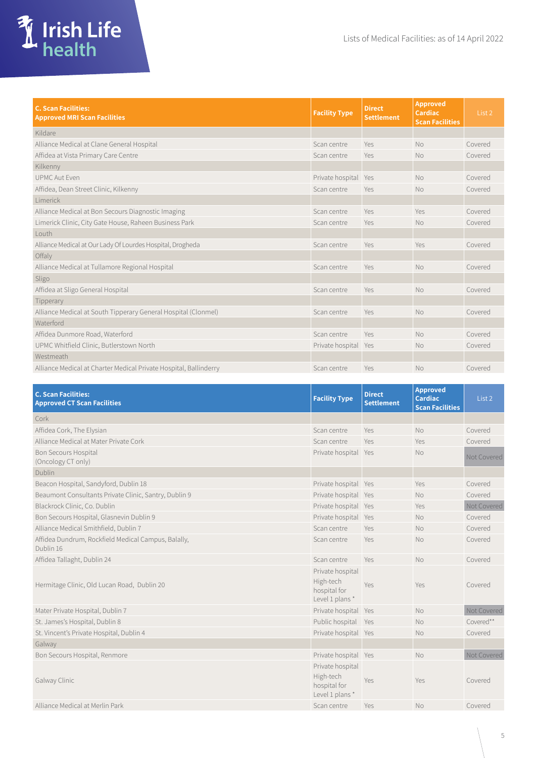| C. Scan Facilities: Approved MRI Scan Facilities | Facility Type | Direct Settlement | Approved Cardiac Scan Facilities | List 2 |
|---|---|---|---|---|
| Kildare | | | | |
| Alliance Medical at Clane General Hospital | Scan centre | Yes | No | Covered |
| Affidea at Vista Primary Care Centre | Scan centre | Yes | No | Covered |
| Kilkenny | | | | |
| UPMC Aut Even | Private hospital | Yes | No | Covered |
| Affidea, Dean Street Clinic, Kilkenny | Scan centre | Yes | No | Covered |
| Limerick | | | | |
| Alliance Medical at Bon Secours Diagnostic Imaging | Scan centre | Yes | Yes | Covered |
| Limerick Clinic, City Gate House, Raheen Business Park | Scan centre | Yes | No | Covered |
| Louth | | | | |
| Alliance Medical at Our Lady Of Lourdes Hospital, Drogheda | Scan centre | Yes | Yes | Covered |
| Offaly | | | | |
| Alliance Medical at Tullamore Regional Hospital | Scan centre | Yes | No | Covered |
| Sligo | | | | |
| Affidea at Sligo General Hospital | Scan centre | Yes | No | Covered |
| Tipperary | | | | |
| Alliance Medical at South Tipperary General Hospital (Clonmel) | Scan centre | Yes | No | Covered |
| Waterford | | | | |
| Affidea Dunmore Road, Waterford | Scan centre | Yes | No | Covered |
| UPMC Whitfield Clinic, Butlerstown North | Private hospital | Yes | No | Covered |
| Westmeath | | | | |
| Alliance Medical at Charter Medical Private Hospital, Ballinderry | Scan centre | Yes | No | Covered |

| C. Scan Facilities: Approved CT Scan Facilities | Facility Type | Direct Settlement | Approved Cardiac Scan Facilities | List 2 |
|---|---|---|---|---|
| Cork | | | | |
| Affidea Cork, The Elysian | Scan centre | Yes | No | Covered |
| Alliance Medical at Mater Private Cork | Scan centre | Yes | Yes | Covered |
| Bon Secours Hospital (Oncology CT only) | Private hospital | Yes | No | Not Covered |
| Dublin | | | | |
| Beacon Hospital, Sandyford, Dublin 18 | Private hospital | Yes | Yes | Covered |
| Beaumont Consultants Private Clinic, Santry, Dublin 9 | Private hospital | Yes | No | Covered |
| Blackrock Clinic, Co. Dublin | Private hospital | Yes | Yes | Not Covered |
| Bon Secours Hospital, Glasnevin Dublin 9 | Private hospital | Yes | No | Covered |
| Alliance Medical Smithfield, Dublin 7 | Scan centre | Yes | No | Covered |
| Affidea Dundrum, Rockfield Medical Campus, Balally, Dublin 16 | Scan centre | Yes | No | Covered |
| Affidea Tallaght, Dublin 24 | Scan centre | Yes | No | Covered |
| Hermitage Clinic, Old Lucan Road, Dublin 20 | Private hospital High-tech hospital for Level 1 plans * | Yes | Yes | Covered |
| Mater Private Hospital, Dublin 7 | Private hospital | Yes | No | Not Covered |
| St. James's Hospital, Dublin 8 | Public hospital | Yes | No | Covered** |
| St. Vincent's Private Hospital, Dublin 4 | Private hospital | Yes | No | Covered |
| Galway | | | | |
| Bon Secours Hospital, Renmore | Private hospital | Yes | No | Not Covered |
| Galway Clinic | Private hospital High-tech hospital for Level 1 plans * | Yes | Yes | Covered |
| Alliance Medical at Merlin Park | Scan centre | Yes | No | Covered |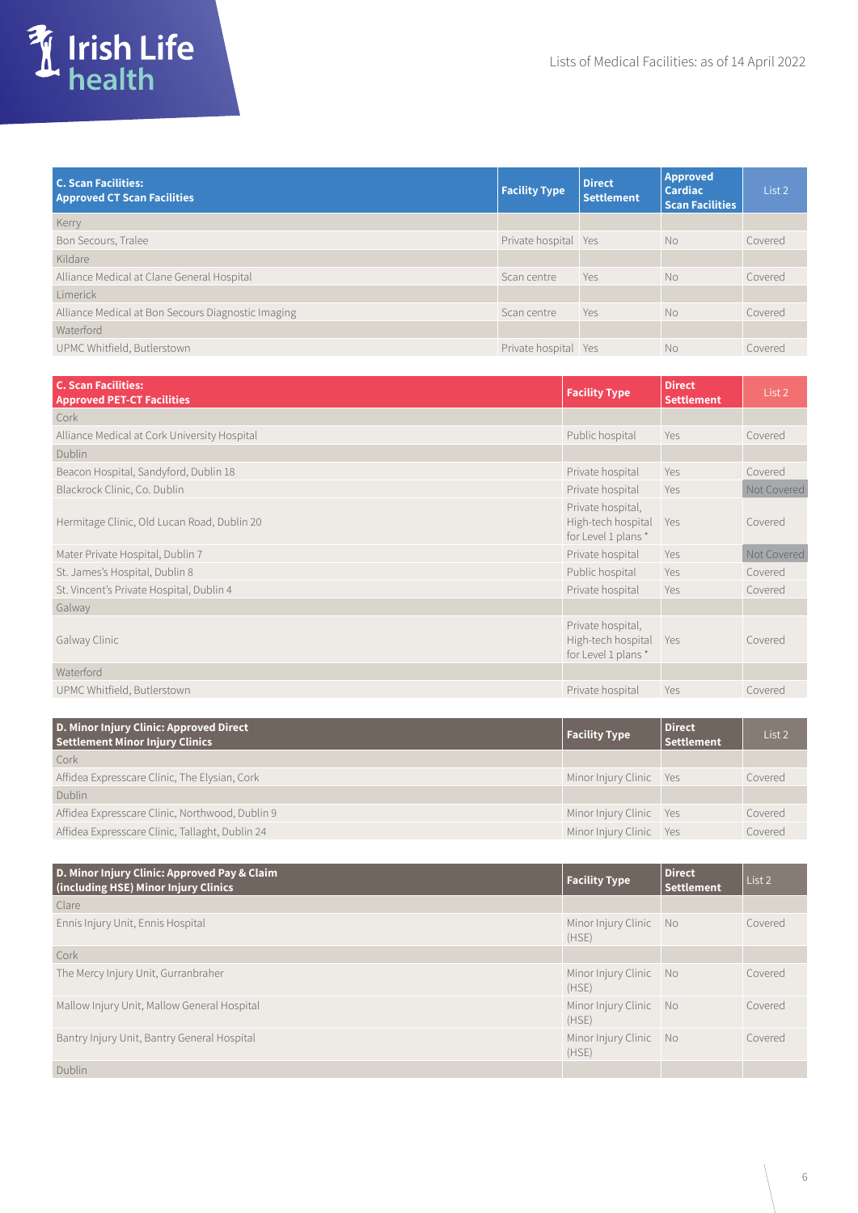Lists of Medical Facilities: as of 14 April 2022

| C. Scan Facilities: Approved CT Scan Facilities | Facility Type | Direct Settlement | Approved Cardiac Scan Facilities | List 2 |
|---|---|---|---|---|
| Kerry | | | | |
| Bon Secours, Tralee | Private hospital | Yes | No | Covered |
| Kildare | | | | |
| Alliance Medical at Clane General Hospital | Scan centre | Yes | No | Covered |
| Limerick | | | | |
| Alliance Medical at Bon Secours Diagnostic Imaging | Scan centre | Yes | No | Covered |
| Waterford | | | | |
| UPMC Whitfield, Butlerstown | Private hospital | Yes | No | Covered |

| C. Scan Facilities: Approved PET-CT Facilities | Facility Type | Direct Settlement | List 2 |
|---|---|---|---|
| Cork | | | |
| Alliance Medical at Cork University Hospital | Public hospital | Yes | Covered |
| Dublin | | | |
| Beacon Hospital, Sandyford, Dublin 18 | Private hospital | Yes | Covered |
| Blackrock Clinic, Co. Dublin | Private hospital | Yes | Not Covered |
| Hermitage Clinic, Old Lucan Road, Dublin 20 | Private hospital, High-tech hospital for Level 1 plans * | Yes | Covered |
| Mater Private Hospital, Dublin 7 | Private hospital | Yes | Not Covered |
| St. James's Hospital, Dublin 8 | Public hospital | Yes | Covered |
| St. Vincent's Private Hospital, Dublin 4 | Private hospital | Yes | Covered |
| Galway | | | |
| Galway Clinic | Private hospital, High-tech hospital for Level 1 plans * | Yes | Covered |
| Waterford | | | |
| UPMC Whitfield, Butlerstown | Private hospital | Yes | Covered |

| D. Minor Injury Clinic: Approved Direct Settlement Minor Injury Clinics | Facility Type | Direct Settlement | List 2 |
|---|---|---|---|
| Cork | | | |
| Affidea Expresscare Clinic, The Elysian, Cork | Minor Injury Clinic | Yes | Covered |
| Dublin | | | |
| Affidea Expresscare Clinic, Northwood, Dublin 9 | Minor Injury Clinic | Yes | Covered |
| Affidea Expresscare Clinic, Tallaght, Dublin 24 | Minor Injury Clinic | Yes | Covered |

| D. Minor Injury Clinic: Approved Pay & Claim (including HSE) Minor Injury Clinics | Facility Type | Direct Settlement | List 2 |
|---|---|---|---|
| Clare | | | |
| Ennis Injury Unit, Ennis Hospital | Minor Injury Clinic (HSE) | No | Covered |
| Cork | | | |
| The Mercy Injury Unit, Gurranbraher | Minor Injury Clinic (HSE) | No | Covered |
| Mallow Injury Unit, Mallow General Hospital | Minor Injury Clinic (HSE) | No | Covered |
| Bantry Injury Unit, Bantry General Hospital | Minor Injury Clinic (HSE) | No | Covered |
| Dublin | | | |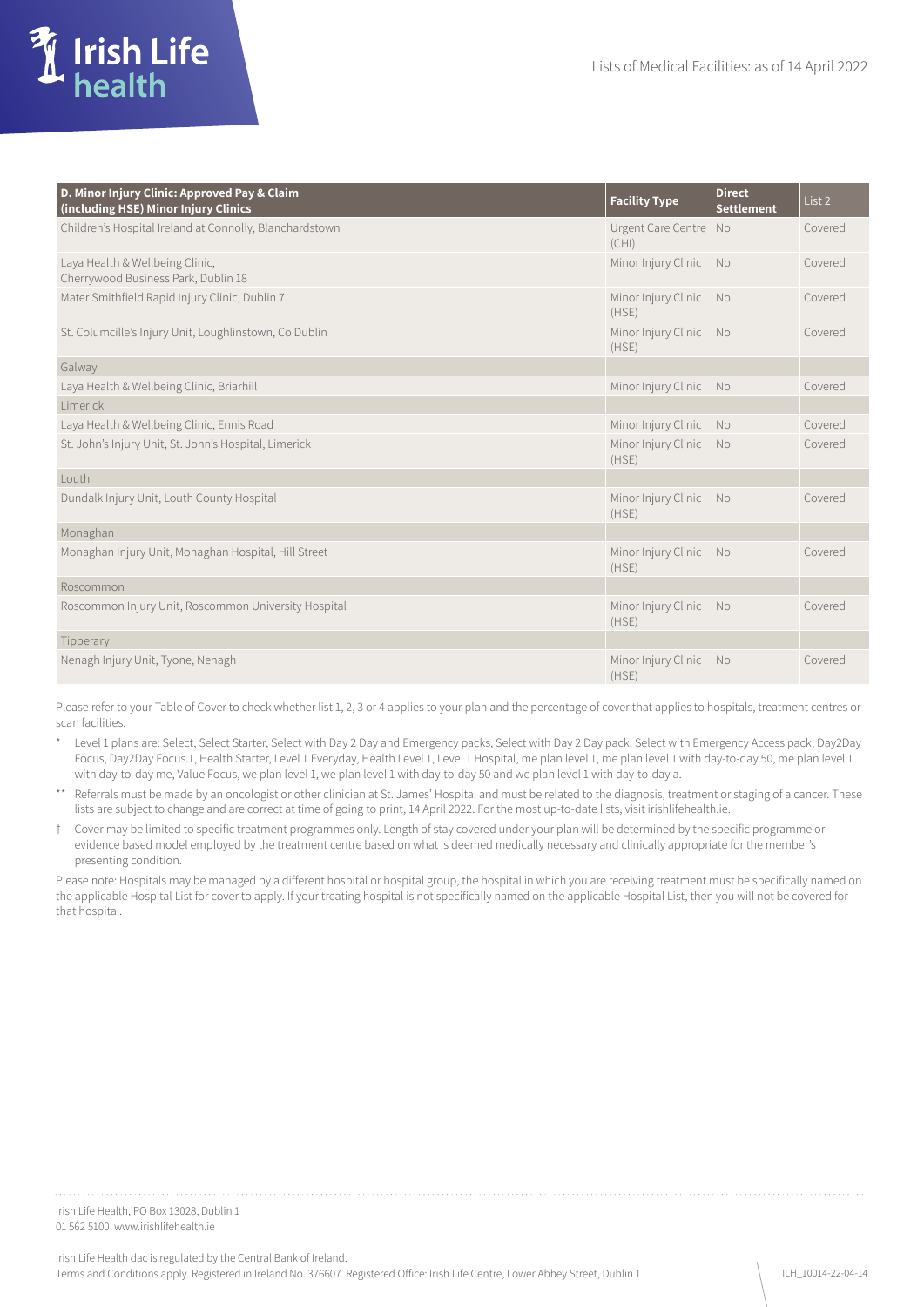| D. Minor Injury Clinic: Approved Pay & Claim (including HSE) Minor Injury Clinics | Facility Type | Direct Settlement | List 2 |
|---|---|---|---|
| Children's Hospital Ireland at Connolly, Blanchardstown | Urgent Care Centre (CHI) | No | Covered |
| Laya Health & Wellbeing Clinic, Cherrywood Business Park, Dublin 18 | Minor Injury Clinic | No | Covered |
| Mater Smithfield Rapid Injury Clinic, Dublin 7 | Minor Injury Clinic (HSE) | No | Covered |
| St. Columcille's Injury Unit, Loughlinstown, Co Dublin | Minor Injury Clinic (HSE) | No | Covered |
| Galway | | | |
| Laya Health & Wellbeing Clinic, Briarhill | Minor Injury Clinic | No | Covered |
| Limerick | | | |
| Laya Health & Wellbeing Clinic, Ennis Road | Minor Injury Clinic | No | Covered |
| St. John's Injury Unit, St. John's Hospital, Limerick | Minor Injury Clinic (HSE) | No | Covered |
| Louth | | | |
| Dundalk Injury Unit, Louth County Hospital | Minor Injury Clinic (HSE) | No | Covered |
| Monaghan | | | |
| Monaghan Injury Unit, Monaghan Hospital, Hill Street | Minor Injury Clinic (HSE) | No | Covered |
| Roscommon | | | |
| Roscommon Injury Unit, Roscommon University Hospital | Minor Injury Clinic (HSE) | No | Covered |
| Tipperary | | | |
| Nenagh Injury Unit, Tyone, Nenagh | Minor Injury Clinic (HSE) | No | Covered |

Please refer to your Table of Cover to check whether list 1, 2, 3 or 4 applies to your plan and the percentage of cover that applies to hospitals, treatment centres or scan facilities.

\* Level 1 plans are: Select, Select Starter, Select with Day 2 Day and Emergency packs, Select with Day 2 Day pack, Select with Emergency Access pack, Day2Day Focus, Day2Day Focus.1, Health Starter, Level 1 Everyday, Health Level 1, Level 1 Hospital, me plan level 1, me plan level 1 with day-to-day 50, me plan level 1 with day-to-day me, Value Focus, we plan level 1, we plan level 1 with day-to-day 50 and we plan level 1 with day-to-day a.

\*\* Referrals must be made by an oncologist or other clinician at St. James' Hospital and must be related to the diagnosis, treatment or staging of a cancer. These lists are subject to change and are correct at time of going to print, 14 April 2022. For the most up-to-date lists, visit irishlifehealth.ie.

† Cover may be limited to specific treatment programmes only. Length of stay covered under your plan will be determined by the specific programme or evidence based model employed by the treatment centre based on what is deemed medically necessary and clinically appropriate for the member's presenting condition.

Please note: Hospitals may be managed by a different hospital or hospital group, the hospital in which you are receiving treatment must be specifically named on the applicable Hospital List for cover to apply. If your treating hospital is not specifically named on the applicable Hospital List, then you will not be covered for that hospital.

Irish Life Health, PO Box 13028, Dublin 1
01 562 5100 www.irishlifehealth.ie

Irish Life Health dac is regulated by the Central Bank of Ireland.
Terms and Conditions apply. Registered in Ireland No. 376607. Registered Office: Irish Life Centre, Lower Abbey Street, Dublin 1

ILH_10014-22-04-14